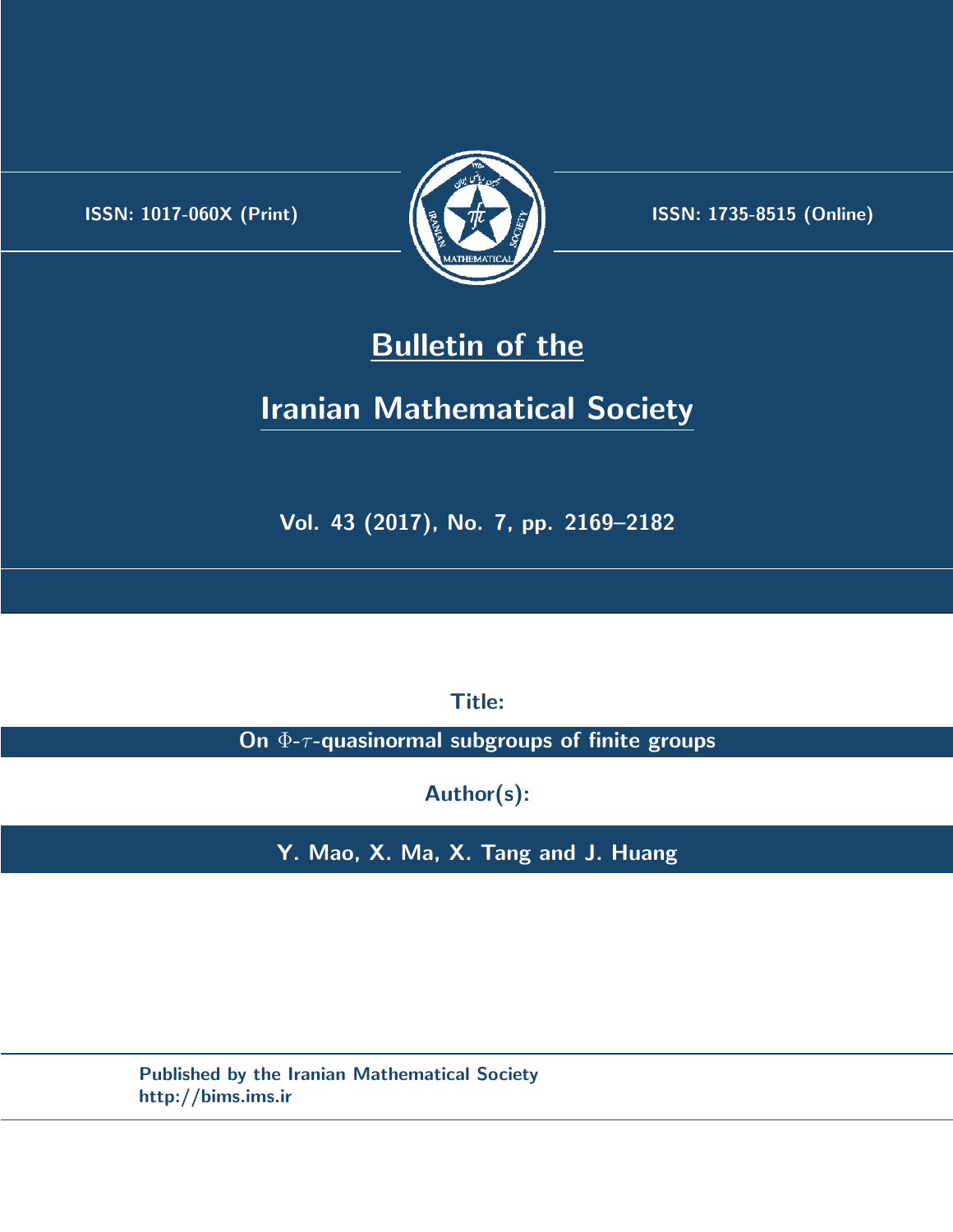ISSN: 1017-060X (Print)

ISSN: 1735-8515 (Online)

# Bulletin of the Iranian Mathematical Society

Vol. 43 (2017), No. 7, pp. 2169–2182

**Title:**

**On $\Phi$-$\tau$-quasinormal subgroups of finite groups**

**Author(s):**

**Y. Mao, X. Ma, X. Tang and J. Huang**

Published by the Iranian Mathematical Society
http://bims.ims.ir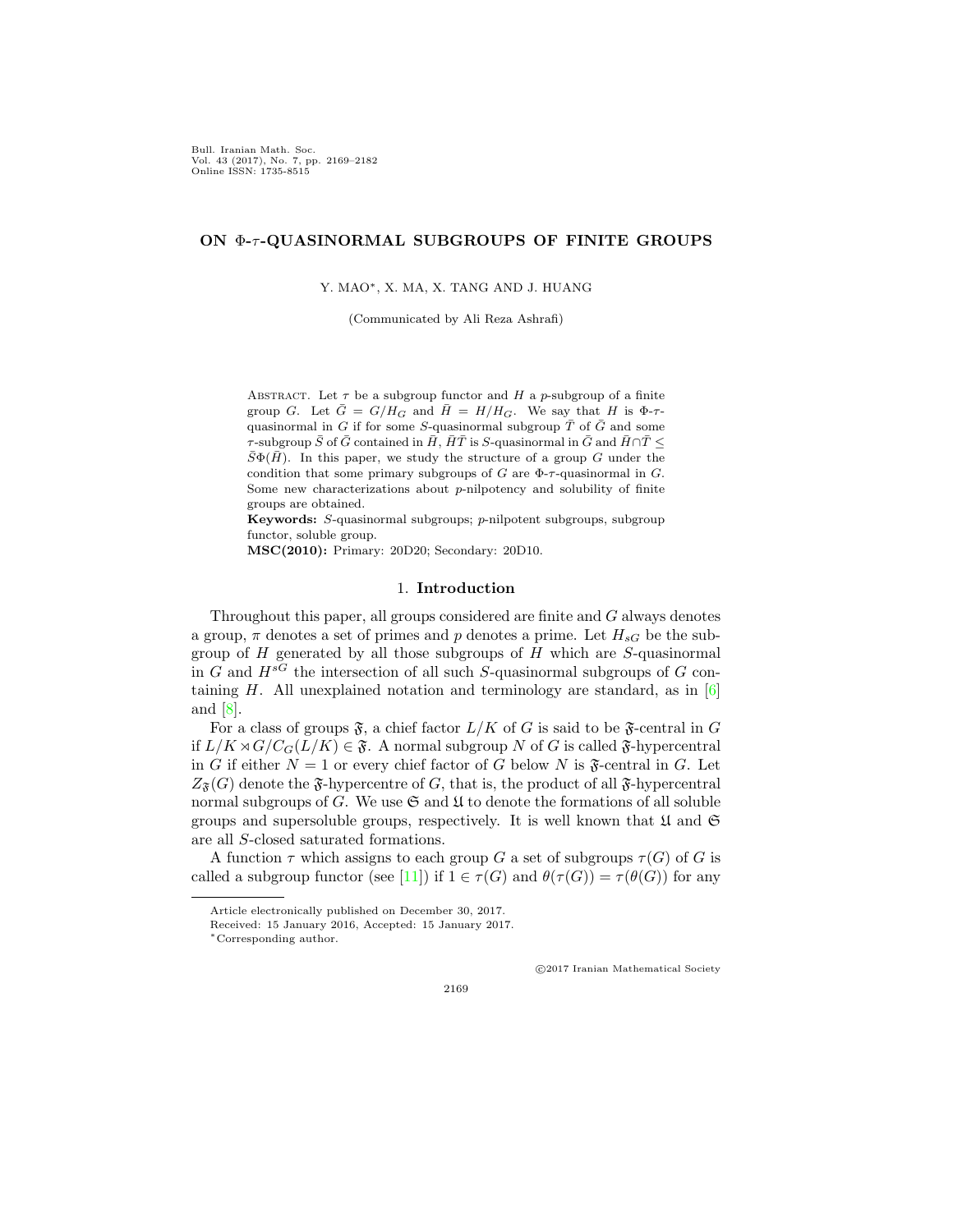# ON $\Phi$-$\tau$-QUASINORMAL SUBGROUPS OF FINITE GROUPS

Y. MAO*, X. MA, X. TANG AND J. HUANG

(Communicated by Ali Reza Ashrafi)

Abstract. Let $\tau$ be a subgroup functor and $H$ a $p$-subgroup of a finite group $G$. Let $\bar{G} = G/H_G$ and $\bar{H} = H/H_G$. We say that $H$ is $\Phi$-$\tau$-quasinormal in $G$ if for some $S$-quasinormal subgroup $\bar{T}$ of $\bar{G}$ and some $\tau$-subgroup $\bar{S}$ of $\bar{G}$ contained in $\bar{H}$, $\bar{H}\bar{T}$ is $S$-quasinormal in $\bar{G}$ and $\bar{H}\cap\bar{T} \leq \bar{S}\Phi(\bar{H})$. In this paper, we study the structure of a group $G$ under the condition that some primary subgroups of $G$ are $\Phi$-$\tau$-quasinormal in $G$. Some new characterizations about $p$-nilpotency and solubility of finite groups are obtained.

**Keywords:** $S$-quasinormal subgroups; $p$-nilpotent subgroups, subgroup functor, soluble group.

**MSC(2010):** Primary: 20D20; Secondary: 20D10.

## 1. Introduction

Throughout this paper, all groups considered are finite and $G$ always denotes a group, $\pi$ denotes a set of primes and $p$ denotes a prime. Let $H_{sG}$ be the subgroup of $H$ generated by all those subgroups of $H$ which are $S$-quasinormal in $G$ and $H^{sG}$ the intersection of all such $S$-quasinormal subgroups of $G$ containing $H$. All unexplained notation and terminology are standard, as in [6] and [8].

For a class of groups $\mathfrak{F}$, a chief factor $L/K$ of $G$ is said to be $\mathfrak{F}$-central in $G$ if $L/K \rtimes G/C_G(L/K) \in \mathfrak{F}$. A normal subgroup $N$ of $G$ is called $\mathfrak{F}$-hypercentral in $G$ if either $N = 1$ or every chief factor of $G$ below $N$ is $\mathfrak{F}$-central in $G$. Let $Z_{\mathfrak{F}}(G)$ denote the $\mathfrak{F}$-hypercentre of $G$, that is, the product of all $\mathfrak{F}$-hypercentral normal subgroups of $G$. We use $\mathfrak{S}$ and $\mathfrak{U}$ to denote the formations of all soluble groups and supersoluble groups, respectively. It is well known that $\mathfrak{U}$ and $\mathfrak{S}$ are all $S$-closed saturated formations.

A function $\tau$ which assigns to each group $G$ a set of subgroups $\tau(G)$ of $G$ is called a subgroup functor (see [11]) if $1 \in \tau(G)$ and $\theta(\tau(G)) = \tau(\theta(G))$ for any

---

Article electronically published on December 30, 2017.

Received: 15 January 2016, Accepted: 15 January 2017.

*Corresponding author.

©2017 Iranian Mathematical Society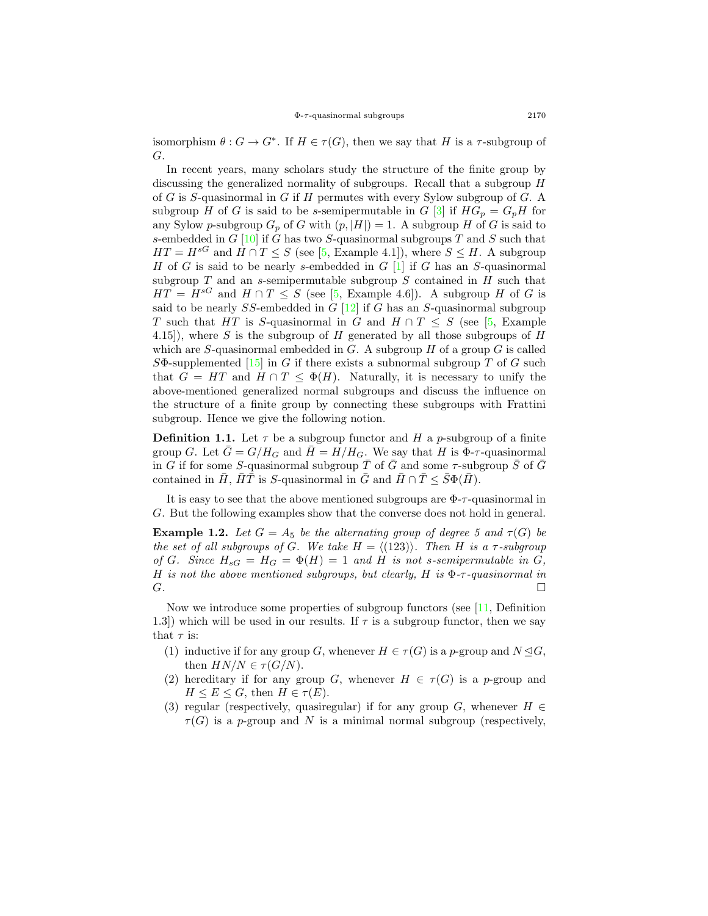isomorphism $\theta : G \to G^*$. If $H \in \tau(G)$, then we say that $H$ is a $\tau$-subgroup of $G$.

In recent years, many scholars study the structure of the finite group by discussing the generalized normality of subgroups. Recall that a subgroup $H$ of $G$ is $S$-quasinormal in $G$ if $H$ permutes with every Sylow subgroup of $G$. A subgroup $H$ of $G$ is said to be $s$-semipermutable in $G$ [3] if $HG_p = G_pH$ for any Sylow $p$-subgroup $G_p$ of $G$ with $(p, |H|) = 1$. A subgroup $H$ of $G$ is said to $s$-embedded in $G$ [10] if $G$ has two $S$-quasinormal subgroups $T$ and $S$ such that $HT = H^{sG}$ and $H \cap T \leq S$ (see [5, Example 4.1]), where $S \leq H$. A subgroup $H$ of $G$ is said to be nearly $s$-embedded in $G$ [1] if $G$ has an $S$-quasinormal subgroup $T$ and an $s$-semipermutable subgroup $S$ contained in $H$ such that $HT = H^{sG}$ and $H \cap T \leq S$ (see [5, Example 4.6]). A subgroup $H$ of $G$ is said to be nearly $SS$-embedded in $G$ [12] if $G$ has an $S$-quasinormal subgroup $T$ such that $HT$ is $S$-quasinormal in $G$ and $H \cap T \leq S$ (see [5, Example 4.15]), where $S$ is the subgroup of $H$ generated by all those subgroups of $H$ which are $S$-quasinormal embedded in $G$. A subgroup $H$ of a group $G$ is called $S\Phi$-supplemented [15] in $G$ if there exists a subnormal subgroup $T$ of $G$ such that $G = HT$ and $H \cap T \leq \Phi(H)$. Naturally, it is necessary to unify the above-mentioned generalized normal subgroups and discuss the influence on the structure of a finite group by connecting these subgroups with Frattini subgroup. Hence we give the following notion.

**Definition 1.1.** Let $\tau$ be a subgroup functor and $H$ a $p$-subgroup of a finite group $G$. Let $\bar{G} = G/H_G$ and $\bar{H} = H/H_G$. We say that $H$ is $\Phi$-$\tau$-quasinormal in $G$ if for some $S$-quasinormal subgroup $\bar{T}$ of $\bar{G}$ and some $\tau$-subgroup $\bar{S}$ of $\bar{G}$ contained in $\bar{H}$, $\bar{H}\bar{T}$ is $S$-quasinormal in $\bar{G}$ and $\bar{H} \cap \bar{T} \leq \bar{S}\Phi(\bar{H})$.

It is easy to see that the above mentioned subgroups are $\Phi$-$\tau$-quasinormal in $G$. But the following examples show that the converse does not hold in general.

**Example 1.2.** *Let $G = A_5$ be the alternating group of degree 5 and $\tau(G)$ be the set of all subgroups of $G$. We take $H = \langle (123) \rangle$. Then $H$ is a $\tau$-subgroup of $G$. Since $H_{sG} = H_G = \Phi(H) = 1$ and $H$ is not $s$-semipermutable in $G$, $H$ is not the above mentioned subgroups, but clearly, $H$ is $\Phi$-$\tau$-quasinormal in $G$.* □

Now we introduce some properties of subgroup functors (see [11, Definition 1.3]) which will be used in our results. If $\tau$ is a subgroup functor, then we say that $\tau$ is:

1. inductive if for any group $G$, whenever $H \in \tau(G)$ is a $p$-group and $N \trianglelefteq G$, then $HN/N \in \tau(G/N)$.
2. hereditary if for any group $G$, whenever $H \in \tau(G)$ is a $p$-group and $H \leq E \leq G$, then $H \in \tau(E)$.
3. regular (respectively, quasiregular) if for any group $G$, whenever $H \in \tau(G)$ is a $p$-group and $N$ is a minimal normal subgroup (respectively,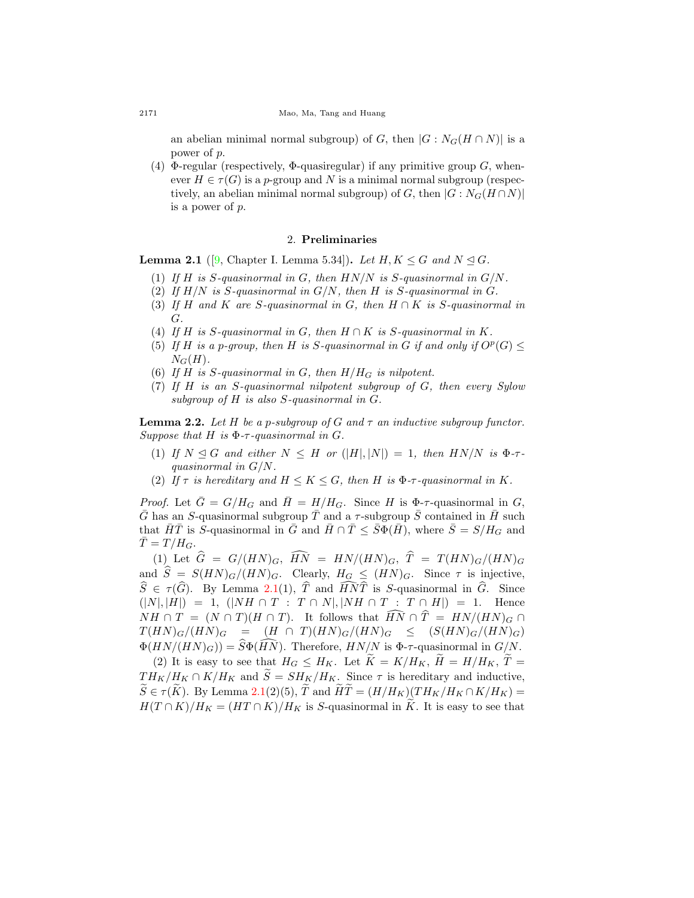an abelian minimal normal subgroup) of $G$, then $|G : N_G(H \cap N)|$ is a power of $p$.

(4) $\Phi$-regular (respectively, $\Phi$-quasiregular) if any primitive group $G$, whenever $H \in \tau(G)$ is a $p$-group and $N$ is a minimal normal subgroup (respectively, an abelian minimal normal subgroup) of $G$, then $|G : N_G(H \cap N)|$ is a power of $p$.

## 2. Preliminaries

**Lemma 2.1** ([9, Chapter I. Lemma 5.34])**.** *Let $H, K \leq G$ and $N \trianglelefteq G$.*

1. *If $H$ is $S$-quasinormal in $G$, then $HN/N$ is $S$-quasinormal in $G/N$.*
2. *If $H/N$ is $S$-quasinormal in $G/N$, then $H$ is $S$-quasinormal in $G$.*
3. *If $H$ and $K$ are $S$-quasinormal in $G$, then $H \cap K$ is $S$-quasinormal in $G$.*
4. *If $H$ is $S$-quasinormal in $G$, then $H \cap K$ is $S$-quasinormal in $K$.*
5. *If $H$ is a $p$-group, then $H$ is $S$-quasinormal in $G$ if and only if $O^p(G) \leq N_G(H)$.*
6. *If $H$ is $S$-quasinormal in $G$, then $H/H_G$ is nilpotent.*
7. *If $H$ is an $S$-quasinormal nilpotent subgroup of $G$, then every Sylow subgroup of $H$ is also $S$-quasinormal in $G$.*

**Lemma 2.2.** *Let $H$ be a $p$-subgroup of $G$ and $\tau$ an inductive subgroup functor. Suppose that $H$ is $\Phi$-$\tau$-quasinormal in $G$.*

1. *If $N \trianglelefteq G$ and either $N \leq H$ or $(|H|, |N|) = 1$, then $HN/N$ is $\Phi$-$\tau$-quasinormal in $G/N$.*
2. *If $\tau$ is hereditary and $H \leq K \leq G$, then $H$ is $\Phi$-$\tau$-quasinormal in $K$.*

*Proof.* Let $\bar{G} = G/H_G$ and $\bar{H} = H/H_G$. Since $H$ is $\Phi$-$\tau$-quasinormal in $G$, $\bar{G}$ has an $S$-quasinormal subgroup $\bar{T}$ and a $\tau$-subgroup $\bar{S}$ contained in $\bar{H}$ such that $\bar{H}\bar{T}$ is $S$-quasinormal in $\bar{G}$ and $\bar{H} \cap \bar{T} \leq \bar{S}\Phi(\bar{H})$, where $\bar{S} = S/H_G$ and $\bar{T} = T/H_G$.

(1) Let $\widehat{G} = G/(HN)_G$, $\widehat{HN} = HN/(HN)_G$, $\widehat{T} = T(HN)_G/(HN)_G$ and $\widehat{S} = S(HN)_G/(HN)_G$. Clearly, $H_G \leq (HN)_G$. Since $\tau$ is injective, $\widehat{S} \in \tau(\widehat{G})$. By Lemma 2.1(1), $\widehat{T}$ and $\widehat{HN}\widehat{T}$ is $S$-quasinormal in $\widehat{G}$. Since $(|N|, |H|) = 1$, $(|NH \cap T : T \cap N|, |NH \cap T : T \cap H|) = 1$. Hence $NH \cap T = (N \cap T)(H \cap T)$. It follows that $\widehat{HN} \cap \widehat{T} = HN/(HN)_G \cap T(HN)_G/(HN)_G = (H \cap T)(HN)_G/(HN)_G \leq (S(HN)_G/(HN)_G)\Phi(HN/(HN)_G)) = \widehat{S}\Phi(\widehat{HN})$. Therefore, $HN/N$ is $\Phi$-$\tau$-quasinormal in $G/N$.

(2) It is easy to see that $H_G \leq H_K$. Let $\widetilde{K} = K/H_K$, $\widetilde{H} = H/H_K$, $\widetilde{T} = TH_K/H_K \cap K/H_K$ and $\widetilde{S} = SH_K/H_K$. Since $\tau$ is hereditary and inductive, $\widetilde{S} \in \tau(\widetilde{K})$. By Lemma 2.1(2)(5), $\widetilde{T}$ and $\widetilde{H}\widetilde{T} = (H/H_K)(TH_K/H_K \cap K/H_K) = H(T \cap K)/H_K = (HT \cap K)/H_K$ is $S$-quasinormal in $\widetilde{K}$. It is easy to see that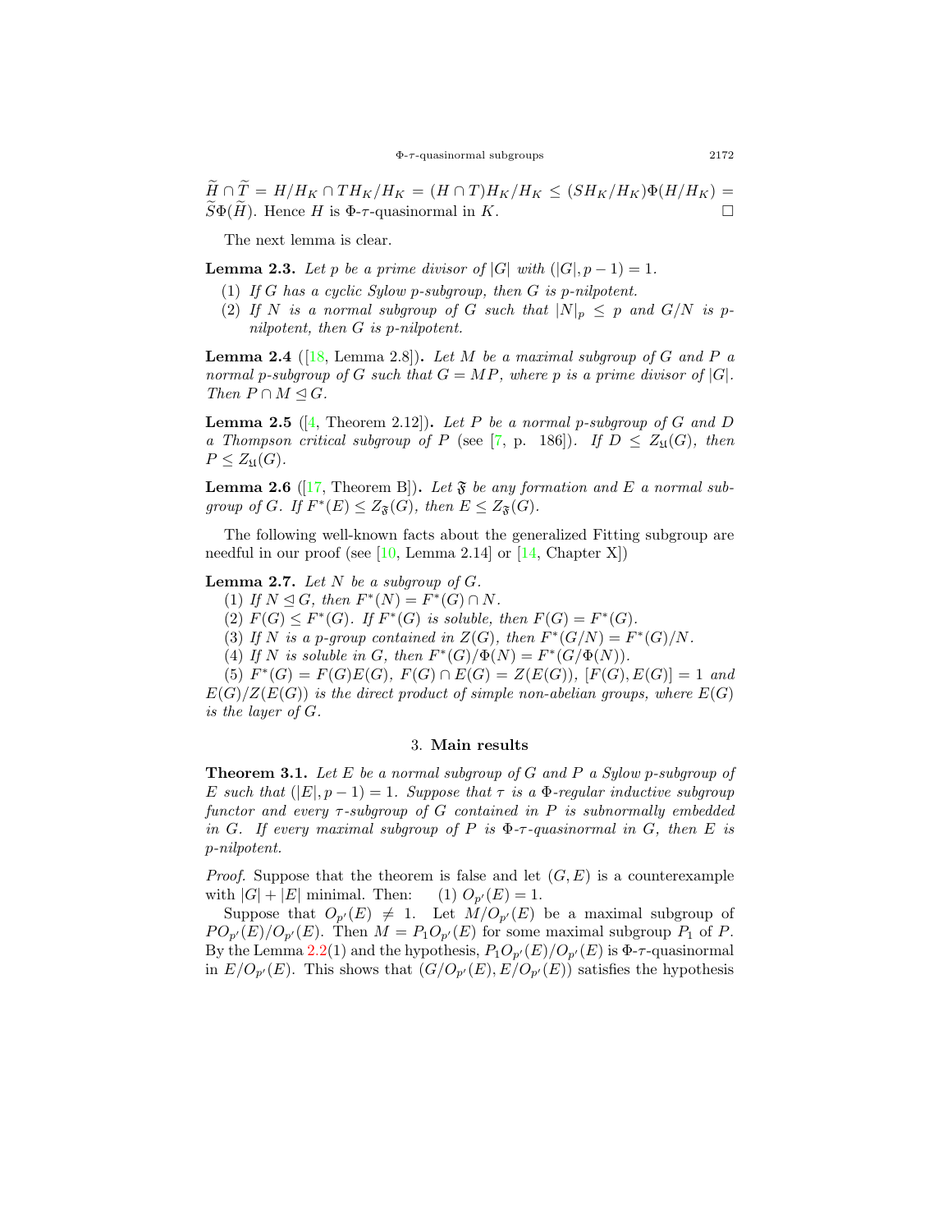$\widetilde{H} \cap \widetilde{T} = H/H_K \cap TH_K/H_K = (H \cap T)H_K/H_K \leq (SH_K/H_K)\Phi(H/H_K) = \widetilde{S}\Phi(\widetilde{H})$. Hence $H$ is $\Phi$-$\tau$-quasinormal in $K$. □

The next lemma is clear.

**Lemma 2.3.** *Let $p$ be a prime divisor of $|G|$ with $(|G|, p-1) = 1$.*

1. *If $G$ has a cyclic Sylow $p$-subgroup, then $G$ is $p$-nilpotent.*
2. *If $N$ is a normal subgroup of $G$ such that $|N|_p \leq p$ and $G/N$ is $p$-nilpotent, then $G$ is $p$-nilpotent.*

**Lemma 2.4** ([18, Lemma 2.8])**.** *Let $M$ be a maximal subgroup of $G$ and $P$ a normal $p$-subgroup of $G$ such that $G = MP$, where $p$ is a prime divisor of $|G|$. Then $P \cap M \trianglelefteq G$.*

**Lemma 2.5** ([4, Theorem 2.12])**.** *Let $P$ be a normal $p$-subgroup of $G$ and $D$ a Thompson critical subgroup of $P$ (see [7, p. 186]). If $D \leq Z_{\mathfrak{U}}(G)$, then $P \leq Z_{\mathfrak{U}}(G)$.*

**Lemma 2.6** ([17, Theorem B])**.** *Let $\mathfrak{F}$ be any formation and $E$ a normal subgroup of $G$. If $F^*(E) \leq Z_{\mathfrak{F}}(G)$, then $E \leq Z_{\mathfrak{F}}(G)$.*

The following well-known facts about the generalized Fitting subgroup are needful in our proof (see [10, Lemma 2.14] or [14, Chapter X])

**Lemma 2.7.** *Let $N$ be a subgroup of $G$.*

(1) *If $N \trianglelefteq G$, then $F^*(N) = F^*(G) \cap N$.*

(2) *$F(G) \leq F^*(G)$. If $F^*(G)$ is soluble, then $F(G) = F^*(G)$.*

(3) *If $N$ is a $p$-group contained in $Z(G)$, then $F^*(G/N) = F^*(G)/N$.*

(4) *If $N$ is soluble in $G$, then $F^*(G)/\Phi(N) = F^*(G/\Phi(N))$.*

(5) *$F^*(G) = F(G)E(G)$, $F(G) \cap E(G) = Z(E(G))$, $[F(G), E(G)] = 1$ and $E(G)/Z(E(G))$ is the direct product of simple non-abelian groups, where $E(G)$ is the layer of $G$.*

## 3. Main results

**Theorem 3.1.** *Let $E$ be a normal subgroup of $G$ and $P$ a Sylow $p$-subgroup of $E$ such that $(|E|, p-1) = 1$. Suppose that $\tau$ is a $\Phi$-regular inductive subgroup functor and every $\tau$-subgroup of $G$ contained in $P$ is subnormally embedded in $G$. If every maximal subgroup of $P$ is $\Phi$-$\tau$-quasinormal in $G$, then $E$ is $p$-nilpotent.*

*Proof.* Suppose that the theorem is false and let $(G, E)$ is a counterexample with $|G| + |E|$ minimal. Then: (1) $O_{p'}(E) = 1$.

Suppose that $O_{p'}(E) \neq 1$. Let $M/O_{p'}(E)$ be a maximal subgroup of $PO_{p'}(E)/O_{p'}(E)$. Then $M = P_1 O_{p'}(E)$ for some maximal subgroup $P_1$ of $P$. By the Lemma 2.2(1) and the hypothesis, $P_1 O_{p'}(E)/O_{p'}(E)$ is $\Phi$-$\tau$-quasinormal in $E/O_{p'}(E)$. This shows that $(G/O_{p'}(E), E/O_{p'}(E))$ satisfies the hypothesis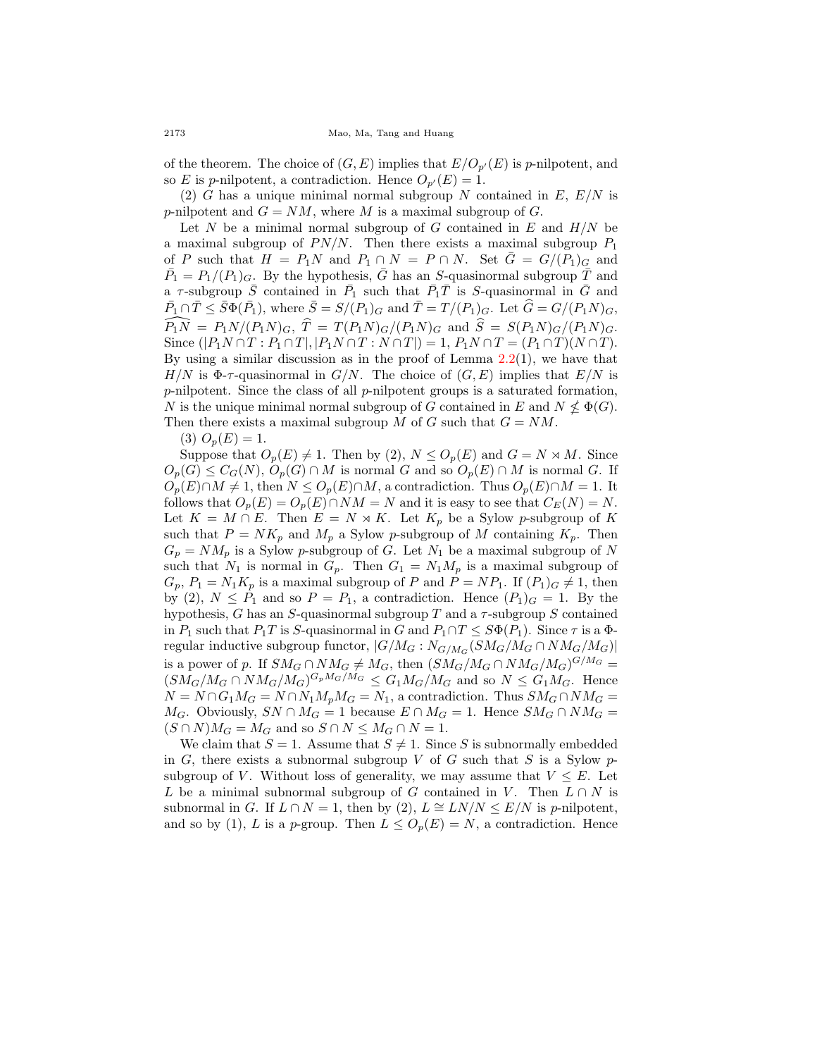of the theorem. The choice of $(G, E)$ implies that $E/O_{p'}(E)$ is $p$-nilpotent, and so $E$ is $p$-nilpotent, a contradiction. Hence $O_{p'}(E) = 1$.

(2) $G$ has a unique minimal normal subgroup $N$ contained in $E$, $E/N$ is $p$-nilpotent and $G = NM$, where $M$ is a maximal subgroup of $G$.

Let $N$ be a minimal normal subgroup of $G$ contained in $E$ and $H/N$ be a maximal subgroup of $PN/N$. Then there exists a maximal subgroup $P_1$ of $P$ such that $H = P_1N$ and $P_1 \cap N = P \cap N$. Set $\bar{G} = G/(P_1)_G$ and $\bar{P_1} = P_1/(P_1)_G$. By the hypothesis, $\bar{G}$ has an $S$-quasinormal subgroup $\bar{T}$ and a $\tau$-subgroup $\bar{S}$ contained in $\bar{P_1}$ such that $\bar{P_1}\bar{T}$ is $S$-quasinormal in $\bar{G}$ and $\bar{P_1} \cap \bar{T} \leq \bar{S}\Phi(\bar{P_1})$, where $\bar{S} = S/(P_1)_G$ and $\bar{T} = T/(P_1)_G$. Let $\widehat{G} = G/(P_1N)_G$, $\widehat{P_1N} = P_1N/(P_1N)_G$, $\widehat{T} = T(P_1N)_G/(P_1N)_G$ and $\widehat{S} = S(P_1N)_G/(P_1N)_G$. Since $(|P_1N \cap T : P_1 \cap T|, |P_1N \cap T : N \cap T|) = 1$, $P_1N \cap T = (P_1 \cap T)(N \cap T)$. By using a similar discussion as in the proof of Lemma 2.2(1), we have that $H/N$ is $\Phi$-$\tau$-quasinormal in $G/N$. The choice of $(G, E)$ implies that $E/N$ is $p$-nilpotent. Since the class of all $p$-nilpotent groups is a saturated formation, $N$ is the unique minimal normal subgroup of $G$ contained in $E$ and $N \nleq \Phi(G)$. Then there exists a maximal subgroup $M$ of $G$ such that $G = NM$.

(3) $O_p(E) = 1$.

Suppose that $O_p(E) \neq 1$. Then by (2), $N \leq O_p(E)$ and $G = N \rtimes M$. Since $O_p(G) \leq C_G(N)$, $O_p(G) \cap M$ is normal $G$ and so $O_p(E) \cap M$ is normal $G$. If $O_p(E) \cap M \neq 1$, then $N \leq O_p(E) \cap M$, a contradiction. Thus $O_p(E) \cap M = 1$. It follows that $O_p(E) = O_p(E) \cap NM = N$ and it is easy to see that $C_E(N) = N$. Let $K = M \cap E$. Then $E = N \rtimes K$. Let $K_p$ be a Sylow $p$-subgroup of $K$ such that $P = NK_p$ and $M_p$ a Sylow $p$-subgroup of $M$ containing $K_p$. Then $G_p = NM_p$ is a Sylow $p$-subgroup of $G$. Let $N_1$ be a maximal subgroup of $N$ such that $N_1$ is normal in $G_p$. Then $G_1 = N_1M_p$ is a maximal subgroup of $G_p$, $P_1 = N_1K_p$ is a maximal subgroup of $P$ and $P = NP_1$. If $(P_1)_G \neq 1$, then by (2), $N \leq P_1$ and so $P = P_1$, a contradiction. Hence $(P_1)_G = 1$. By the hypothesis, $G$ has an $S$-quasinormal subgroup $T$ and a $\tau$-subgroup $S$ contained in $P_1$ such that $P_1T$ is $S$-quasinormal in $G$ and $P_1 \cap T \leq S\Phi(P_1)$. Since $\tau$ is a $\Phi$-regular inductive subgroup functor, $|G/M_G : N_{G/M_G}(SM_G/M_G \cap NM_G/M_G)|$ is a power of $p$. If $SM_G \cap NM_G \neq M_G$, then $(SM_G/M_G \cap NM_G/M_G)^{G/M_G} = (SM_G/M_G \cap NM_G/M_G)^{G_pM_G/M_G} \leq G_1M_G/M_G$ and so $N \leq G_1M_G$. Hence $N = N \cap G_1M_G = N \cap N_1M_pM_G = N_1$, a contradiction. Thus $SM_G \cap NM_G = M_G$. Obviously, $SN \cap M_G = 1$ because $E \cap M_G = 1$. Hence $SM_G \cap NM_G = (S \cap N)M_G = M_G$ and so $S \cap N \leq M_G \cap N = 1$.

We claim that $S = 1$. Assume that $S \neq 1$. Since $S$ is subnormally embedded in $G$, there exists a subnormal subgroup $V$ of $G$ such that $S$ is a Sylow $p$-subgroup of $V$. Without loss of generality, we may assume that $V \leq E$. Let $L$ be a minimal subnormal subgroup of $G$ contained in $V$. Then $L \cap N$ is subnormal in $G$. If $L \cap N = 1$, then by (2), $L \cong LN/N \leq E/N$ is $p$-nilpotent, and so by (1), $L$ is a $p$-group. Then $L \leq O_p(E) = N$, a contradiction. Hence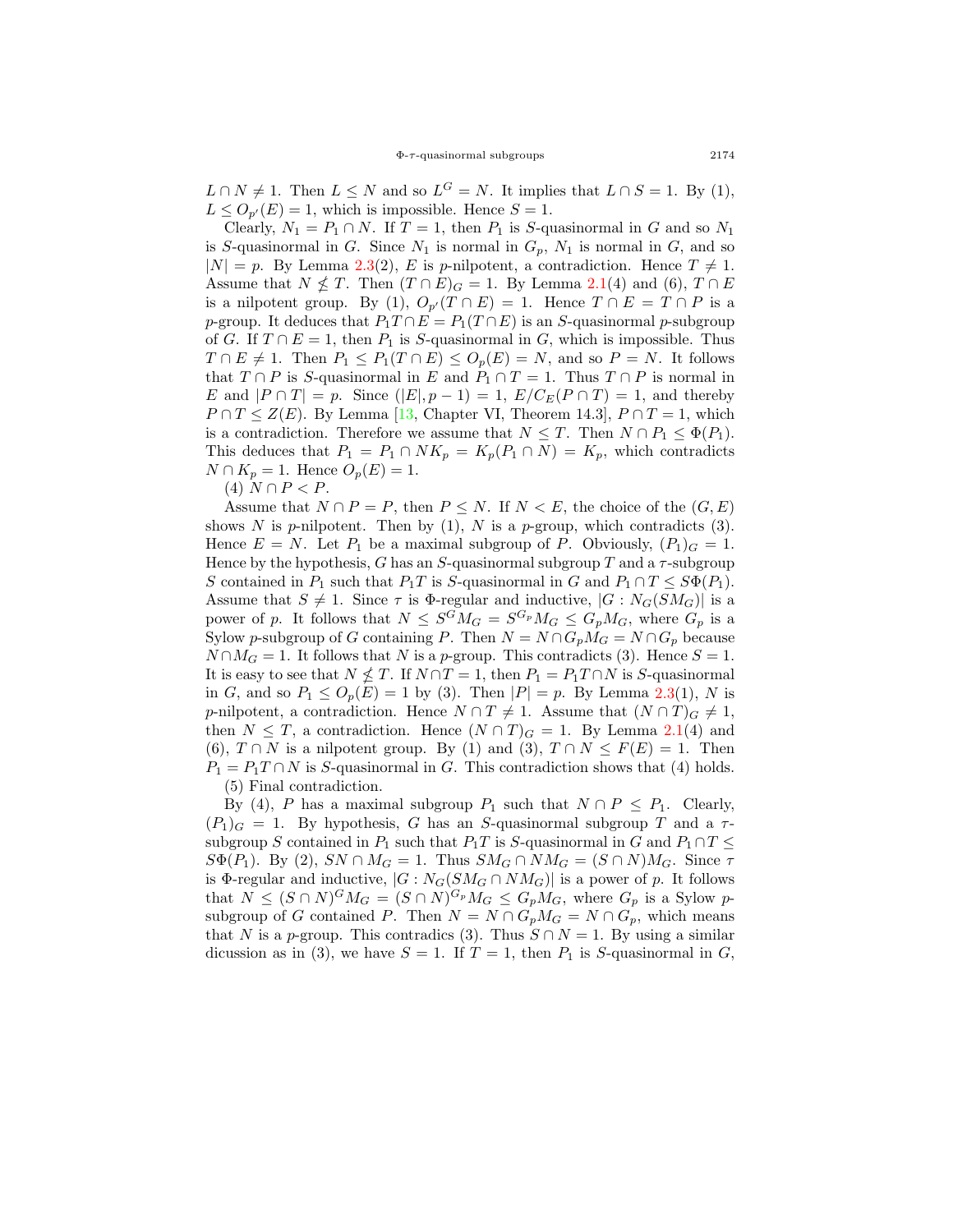$L \cap N \neq 1$. Then $L \leq N$ and so $L^G = N$. It implies that $L \cap S = 1$. By (1), $L \leq O_{p'}(E) = 1$, which is impossible. Hence $S = 1$.

Clearly, $N_1 = P_1 \cap N$. If $T = 1$, then $P_1$ is $S$-quasinormal in $G$ and so $N_1$ is $S$-quasinormal in $G$. Since $N_1$ is normal in $G_p$, $N_1$ is normal in $G$, and so $|N| = p$. By Lemma 2.3(2), $E$ is $p$-nilpotent, a contradiction. Hence $T \neq 1$. Assume that $N \nleq T$. Then $(T \cap E)_G = 1$. By Lemma 2.1(4) and (6), $T \cap E$ is a nilpotent group. By (1), $O_{p'}(T \cap E) = 1$. Hence $T \cap E = T \cap P$ is a $p$-group. It deduces that $P_1T \cap E = P_1(T \cap E)$ is an $S$-quasinormal $p$-subgroup of $G$. If $T \cap E = 1$, then $P_1$ is $S$-quasinormal in $G$, which is impossible. Thus $T \cap E \neq 1$. Then $P_1 \leq P_1(T \cap E) \leq O_p(E) = N$, and so $P = N$. It follows that $T \cap P$ is $S$-quasinormal in $E$ and $P_1 \cap T = 1$. Thus $T \cap P$ is normal in $E$ and $|P \cap T| = p$. Since $(|E|, p-1) = 1$, $E/C_E(P \cap T) = 1$, and thereby $P \cap T \leq Z(E)$. By Lemma [13, Chapter VI, Theorem 14.3], $P \cap T = 1$, which is a contradiction. Therefore we assume that $N \leq T$. Then $N \cap P_1 \leq \Phi(P_1)$. This deduces that $P_1 = P_1 \cap NK_p = K_p(P_1 \cap N) = K_p$, which contradicts $N \cap K_p = 1$. Hence $O_p(E) = 1$.

(4) $N \cap P < P$.

Assume that $N \cap P = P$, then $P \leq N$. If $N < E$, the choice of the $(G, E)$ shows $N$ is $p$-nilpotent. Then by (1), $N$ is a $p$-group, which contradicts (3). Hence $E = N$. Let $P_1$ be a maximal subgroup of $P$. Obviously, $(P_1)_G = 1$. Hence by the hypothesis, $G$ has an $S$-quasinormal subgroup $T$ and a $\tau$-subgroup $S$ contained in $P_1$ such that $P_1T$ is $S$-quasinormal in $G$ and $P_1 \cap T \leq S\Phi(P_1)$. Assume that $S \neq 1$. Since $\tau$ is $\Phi$-regular and inductive, $|G : N_G(SM_G)|$ is a power of $p$. It follows that $N \leq S^GM_G = S^{G_p}M_G \leq G_pM_G$, where $G_p$ is a Sylow $p$-subgroup of $G$ containing $P$. Then $N = N \cap G_pM_G = N \cap G_p$ because $N \cap M_G = 1$. It follows that $N$ is a $p$-group. This contradicts (3). Hence $S = 1$. It is easy to see that $N \nleq T$. If $N \cap T = 1$, then $P_1 = P_1T \cap N$ is $S$-quasinormal in $G$, and so $P_1 \leq O_p(E) = 1$ by (3). Then $|P| = p$. By Lemma 2.3(1), $N$ is $p$-nilpotent, a contradiction. Hence $N \cap T \neq 1$. Assume that $(N \cap T)_G \neq 1$, then $N \leq T$, a contradiction. Hence $(N \cap T)_G = 1$. By Lemma 2.1(4) and (6), $T \cap N$ is a nilpotent group. By (1) and (3), $T \cap N \leq F(E) = 1$. Then $P_1 = P_1T \cap N$ is $S$-quasinormal in $G$. This contradiction shows that (4) holds.

(5) Final contradiction.

By (4), $P$ has a maximal subgroup $P_1$ such that $N \cap P \leq P_1$. Clearly, $(P_1)_G = 1$. By hypothesis, $G$ has an $S$-quasinormal subgroup $T$ and a $\tau$-subgroup $S$ contained in $P_1$ such that $P_1T$ is $S$-quasinormal in $G$ and $P_1 \cap T \leq S\Phi(P_1)$. By (2), $SN \cap M_G = 1$. Thus $SM_G \cap NM_G = (S \cap N)M_G$. Since $\tau$ is $\Phi$-regular and inductive, $|G : N_G(SM_G \cap NM_G)|$ is a power of $p$. It follows that $N \leq (S \cap N)^GM_G = (S \cap N)^{G_p}M_G \leq G_pM_G$, where $G_p$ is a Sylow $p$-subgroup of $G$ contained $P$. Then $N = N \cap G_pM_G = N \cap G_p$, which means that $N$ is a $p$-group. This contradics (3). Thus $S \cap N = 1$. By using a similar dicussion as in (3), we have $S = 1$. If $T = 1$, then $P_1$ is $S$-quasinormal in $G$,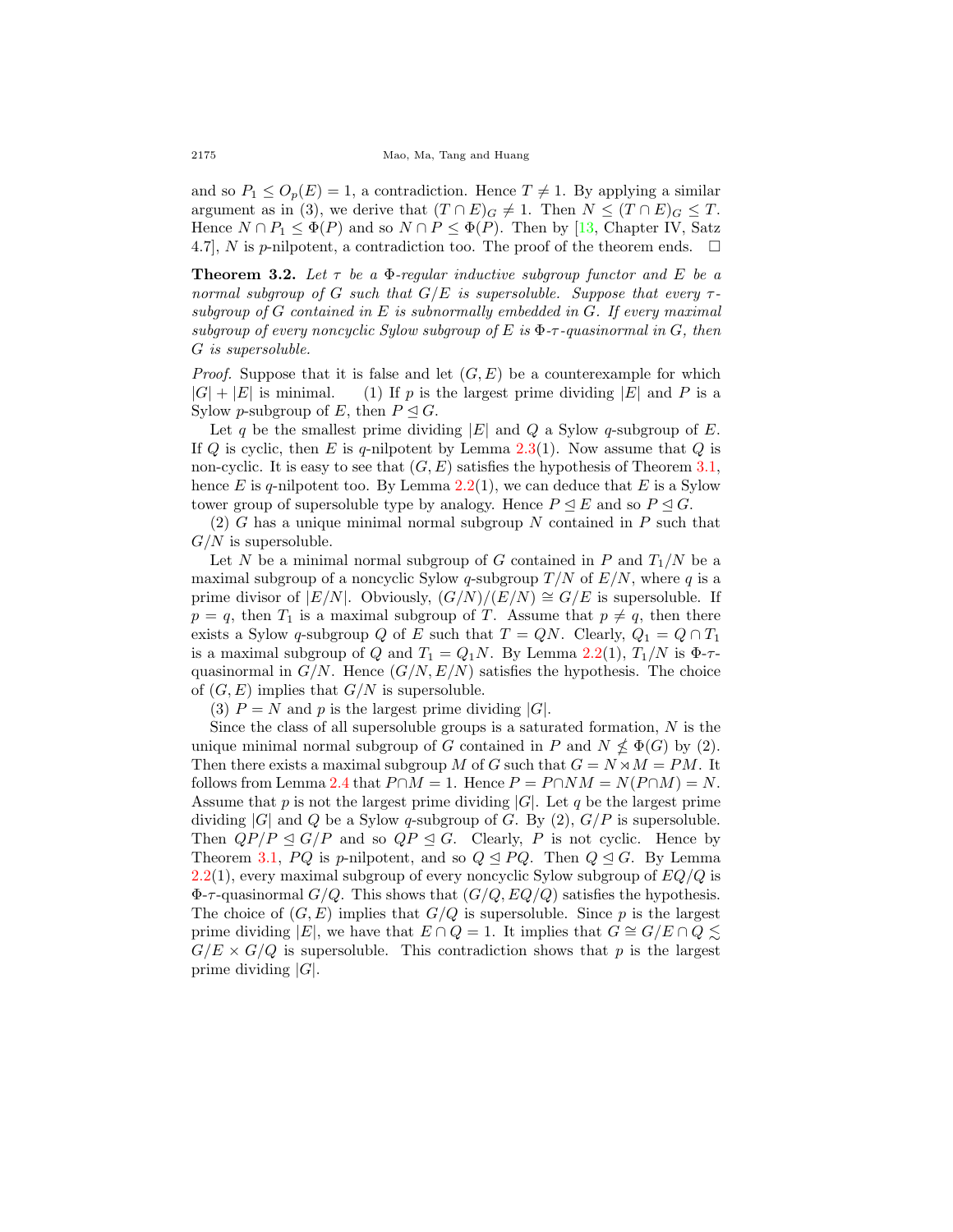and so $P_1 \leq O_p(E) = 1$, a contradiction. Hence $T \neq 1$. By applying a similar argument as in (3), we derive that $(T \cap E)_G \neq 1$. Then $N \leq (T \cap E)_G \leq T$. Hence $N \cap P_1 \leq \Phi(P)$ and so $N \cap P \leq \Phi(P)$. Then by [13, Chapter IV, Satz 4.7], $N$ is $p$-nilpotent, a contradiction too. The proof of the theorem ends. $\square$

**Theorem 3.2.** *Let $\tau$ be a $\Phi$-regular inductive subgroup functor and $E$ be a normal subgroup of $G$ such that $G/E$ is supersoluble. Suppose that every $\tau$-subgroup of $G$ contained in $E$ is subnormally embedded in $G$. If every maximal subgroup of every noncyclic Sylow subgroup of $E$ is $\Phi$-$\tau$-quasinormal in $G$, then $G$ is supersoluble.*

*Proof.* Suppose that it is false and let $(G, E)$ be a counterexample for which $|G| + |E|$ is minimal. (1) If $p$ is the largest prime dividing $|E|$ and $P$ is a Sylow $p$-subgroup of $E$, then $P \trianglelefteq G$.

Let $q$ be the smallest prime dividing $|E|$ and $Q$ a Sylow $q$-subgroup of $E$. If $Q$ is cyclic, then $E$ is $q$-nilpotent by Lemma 2.3(1). Now assume that $Q$ is non-cyclic. It is easy to see that $(G, E)$ satisfies the hypothesis of Theorem 3.1, hence $E$ is $q$-nilpotent too. By Lemma 2.2(1), we can deduce that $E$ is a Sylow tower group of supersoluble type by analogy. Hence $P \trianglelefteq E$ and so $P \trianglelefteq G$.

(2) $G$ has a unique minimal normal subgroup $N$ contained in $P$ such that $G/N$ is supersoluble.

Let $N$ be a minimal normal subgroup of $G$ contained in $P$ and $T_1/N$ be a maximal subgroup of a noncyclic Sylow $q$-subgroup $T/N$ of $E/N$, where $q$ is a prime divisor of $|E/N|$. Obviously, $(G/N)/(E/N) \cong G/E$ is supersoluble. If $p = q$, then $T_1$ is a maximal subgroup of $T$. Assume that $p \neq q$, then there exists a Sylow $q$-subgroup $Q$ of $E$ such that $T = QN$. Clearly, $Q_1 = Q \cap T_1$ is a maximal subgroup of $Q$ and $T_1 = Q_1N$. By Lemma 2.2(1), $T_1/N$ is $\Phi$-$\tau$-quasinormal in $G/N$. Hence $(G/N, E/N)$ satisfies the hypothesis. The choice of $(G, E)$ implies that $G/N$ is supersoluble.

(3) $P = N$ and $p$ is the largest prime dividing $|G|$.

Since the class of all supersoluble groups is a saturated formation, $N$ is the unique minimal normal subgroup of $G$ contained in $P$ and $N \nleq \Phi(G)$ by (2). Then there exists a maximal subgroup $M$ of $G$ such that $G = N \rtimes M = PM$. It follows from Lemma 2.4 that $P \cap M = 1$. Hence $P = P \cap NM = N(P \cap M) = N$. Assume that $p$ is not the largest prime dividing $|G|$. Let $q$ be the largest prime dividing $|G|$ and $Q$ be a Sylow $q$-subgroup of $G$. By (2), $G/P$ is supersoluble. Then $QP/P \trianglelefteq G/P$ and so $QP \trianglelefteq G$. Clearly, $P$ is not cyclic. Hence by Theorem 3.1, $PQ$ is $p$-nilpotent, and so $Q \trianglelefteq PQ$. Then $Q \trianglelefteq G$. By Lemma 2.2(1), every maximal subgroup of every noncyclic Sylow subgroup of $EQ/Q$ is $\Phi$-$\tau$-quasinormal $G/Q$. This shows that $(G/Q, EQ/Q)$ satisfies the hypothesis. The choice of $(G, E)$ implies that $G/Q$ is supersoluble. Since $p$ is the largest prime dividing $|E|$, we have that $E \cap Q = 1$. It implies that $G \cong G/E \cap Q \lesssim G/E \times G/Q$ is supersoluble. This contradiction shows that $p$ is the largest prime dividing $|G|$.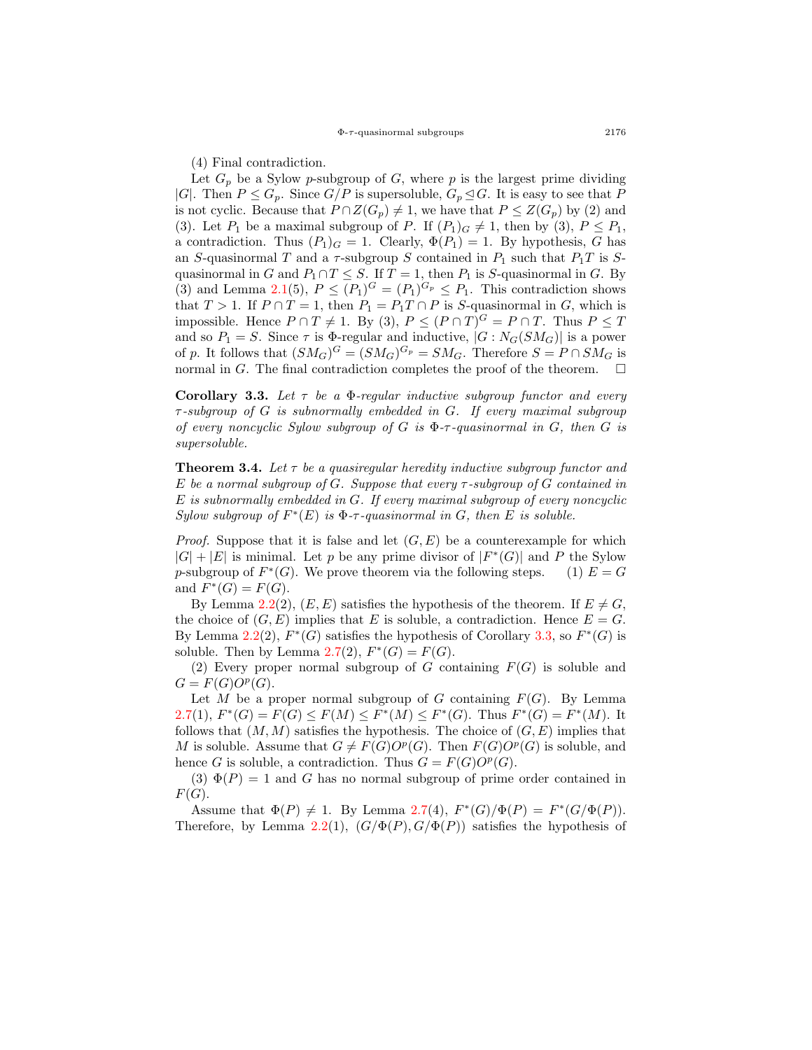(4) Final contradiction.

Let $G_p$ be a Sylow $p$-subgroup of $G$, where $p$ is the largest prime dividing $|G|$. Then $P \leq G_p$. Since $G/P$ is supersoluble, $G_p \trianglelefteq G$. It is easy to see that $P$ is not cyclic. Because that $P \cap Z(G_p) \neq 1$, we have that $P \leq Z(G_p)$ by (2) and (3). Let $P_1$ be a maximal subgroup of $P$. If $(P_1)_G \neq 1$, then by (3), $P \leq P_1$, a contradiction. Thus $(P_1)_G = 1$. Clearly, $\Phi(P_1) = 1$. By hypothesis, $G$ has an $S$-quasinormal $T$ and a $\tau$-subgroup $S$ contained in $P_1$ such that $P_1T$ is $S$-quasinormal in $G$ and $P_1 \cap T \leq S$. If $T = 1$, then $P_1$ is $S$-quasinormal in $G$. By (3) and Lemma 2.1(5), $P \leq (P_1)^G = (P_1)^{G_p} \leq P_1$. This contradiction shows that $T > 1$. If $P \cap T = 1$, then $P_1 = P_1T \cap P$ is $S$-quasinormal in $G$, which is impossible. Hence $P \cap T \neq 1$. By (3), $P \leq (P \cap T)^G = P \cap T$. Thus $P \leq T$ and so $P_1 = S$. Since $\tau$ is $\Phi$-regular and inductive, $|G : N_G(SM_G)|$ is a power of $p$. It follows that $(SM_G)^G = (SM_G)^{G_p} = SM_G$. Therefore $S = P \cap SM_G$ is normal in $G$. The final contradiction completes the proof of the theorem. $\square$

**Corollary 3.3.** *Let $\tau$ be a $\Phi$-regular inductive subgroup functor and every $\tau$-subgroup of $G$ is subnormally embedded in $G$. If every maximal subgroup of every noncyclic Sylow subgroup of $G$ is $\Phi$-$\tau$-quasinormal in $G$, then $G$ is supersoluble.*

**Theorem 3.4.** *Let $\tau$ be a quasiregular heredity inductive subgroup functor and $E$ be a normal subgroup of $G$. Suppose that every $\tau$-subgroup of $G$ contained in $E$ is subnormally embedded in $G$. If every maximal subgroup of every noncyclic Sylow subgroup of $F^*(E)$ is $\Phi$-$\tau$-quasinormal in $G$, then $E$ is soluble.*

*Proof.* Suppose that it is false and let $(G, E)$ be a counterexample for which $|G| + |E|$ is minimal. Let $p$ be any prime divisor of $|F^*(G)|$ and $P$ the Sylow $p$-subgroup of $F^*(G)$. We prove theorem via the following steps. (1) $E = G$ and $F^*(G) = F(G)$.

By Lemma 2.2(2), $(E, E)$ satisfies the hypothesis of the theorem. If $E \neq G$, the choice of $(G, E)$ implies that $E$ is soluble, a contradiction. Hence $E = G$. By Lemma 2.2(2), $F^*(G)$ satisfies the hypothesis of Corollary 3.3, so $F^*(G)$ is soluble. Then by Lemma 2.7(2), $F^*(G) = F(G)$.

(2) Every proper normal subgroup of $G$ containing $F(G)$ is soluble and $G = F(G)O^p(G)$.

Let $M$ be a proper normal subgroup of $G$ containing $F(G)$. By Lemma 2.7(1), $F^*(G) = F(G) \leq F(M) \leq F^*(M) \leq F^*(G)$. Thus $F^*(G) = F^*(M)$. It follows that $(M, M)$ satisfies the hypothesis. The choice of $(G, E)$ implies that $M$ is soluble. Assume that $G \neq F(G)O^p(G)$. Then $F(G)O^p(G)$ is soluble, and hence $G$ is soluble, a contradiction. Thus $G = F(G)O^p(G)$.

(3) $\Phi(P) = 1$ and $G$ has no normal subgroup of prime order contained in $F(G)$.

Assume that $\Phi(P) \neq 1$. By Lemma 2.7(4), $F^*(G)/\Phi(P) = F^*(G/\Phi(P))$. Therefore, by Lemma 2.2(1), $(G/\Phi(P), G/\Phi(P))$ satisfies the hypothesis of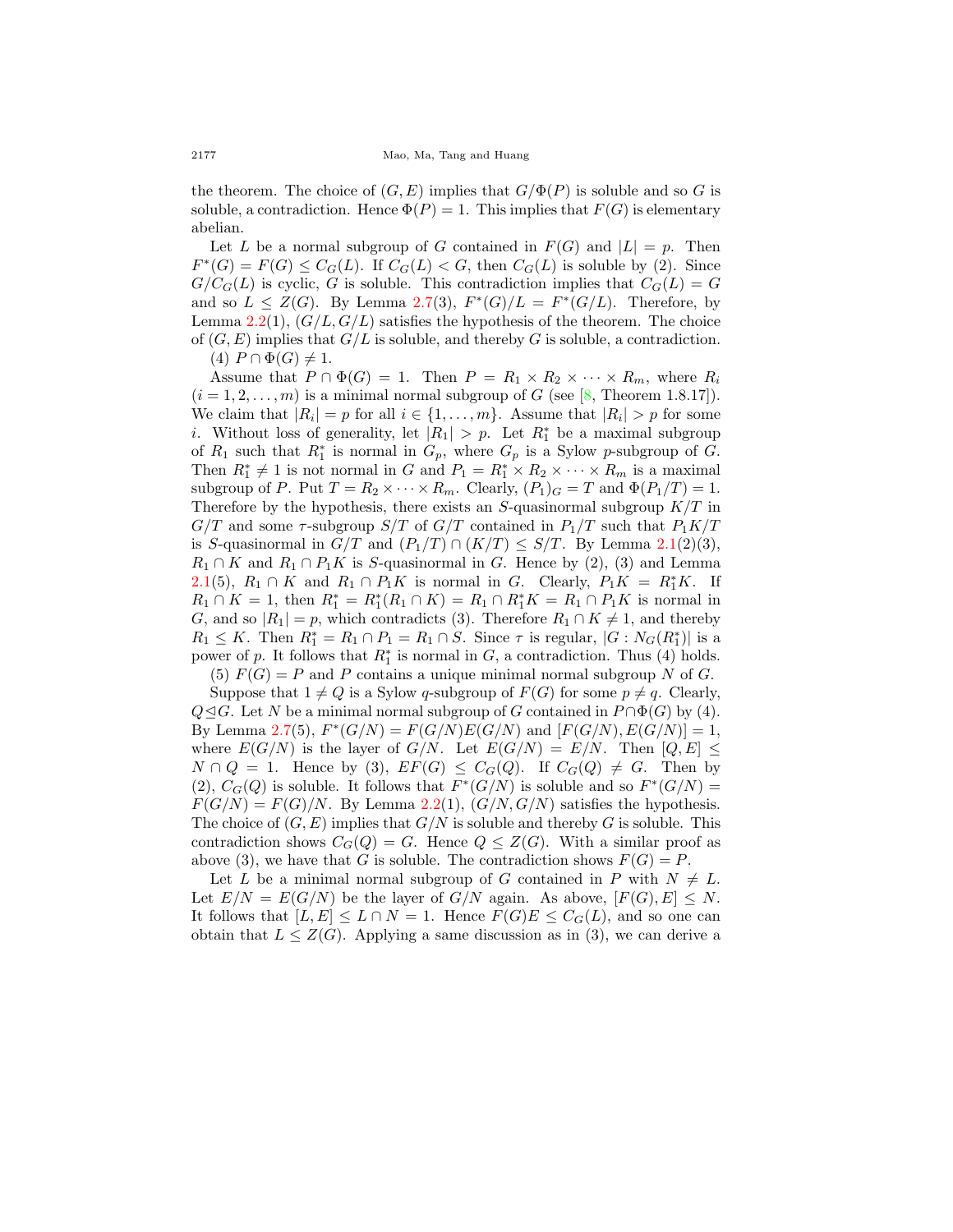the theorem. The choice of $(G, E)$ implies that $G/\Phi(P)$ is soluble and so $G$ is soluble, a contradiction. Hence $\Phi(P) = 1$. This implies that $F(G)$ is elementary abelian.

Let $L$ be a normal subgroup of $G$ contained in $F(G)$ and $|L| = p$. Then $F^*(G) = F(G) \leq C_G(L)$. If $C_G(L) < G$, then $C_G(L)$ is soluble by (2). Since $G/C_G(L)$ is cyclic, $G$ is soluble. This contradiction implies that $C_G(L) = G$ and so $L \leq Z(G)$. By Lemma 2.7(3), $F^*(G)/L = F^*(G/L)$. Therefore, by Lemma 2.2(1), $(G/L, G/L)$ satisfies the hypothesis of the theorem. The choice of $(G, E)$ implies that $G/L$ is soluble, and thereby $G$ is soluble, a contradiction.

(4) $P \cap \Phi(G) \neq 1$.

Assume that $P \cap \Phi(G) = 1$. Then $P = R_1 \times R_2 \times \cdots \times R_m$, where $R_i$ $(i = 1, 2, \ldots, m)$ is a minimal normal subgroup of $G$ (see [8, Theorem 1.8.17]). We claim that $|R_i| = p$ for all $i \in \{1, \ldots, m\}$. Assume that $|R_i| > p$ for some $i$. Without loss of generality, let $|R_1| > p$. Let $R_1^*$ be a maximal subgroup of $R_1$ such that $R_1^*$ is normal in $G_p$, where $G_p$ is a Sylow $p$-subgroup of $G$. Then $R_1^* \neq 1$ is not normal in $G$ and $P_1 = R_1^* \times R_2 \times \cdots \times R_m$ is a maximal subgroup of $P$. Put $T = R_2 \times \cdots \times R_m$. Clearly, $(P_1)_G = T$ and $\Phi(P_1/T) = 1$. Therefore by the hypothesis, there exists an $S$-quasinormal subgroup $K/T$ in $G/T$ and some $\tau$-subgroup $S/T$ of $G/T$ contained in $P_1/T$ such that $P_1K/T$ is $S$-quasinormal in $G/T$ and $(P_1/T) \cap (K/T) \leq S/T$. By Lemma 2.1(2)(3), $R_1 \cap K$ and $R_1 \cap P_1K$ is $S$-quasinormal in $G$. Hence by (2), (3) and Lemma 2.1(5), $R_1 \cap K$ and $R_1 \cap P_1K$ is normal in $G$. Clearly, $P_1K = R_1^*K$. If $R_1 \cap K = 1$, then $R_1^* = R_1^*(R_1 \cap K) = R_1 \cap R_1^*K = R_1 \cap P_1K$ is normal in $G$, and so $|R_1| = p$, which contradicts (3). Therefore $R_1 \cap K \neq 1$, and thereby $R_1 \leq K$. Then $R_1^* = R_1 \cap P_1 = R_1 \cap S$. Since $\tau$ is regular, $|G : N_G(R_1^*)|$ is a power of $p$. It follows that $R_1^*$ is normal in $G$, a contradiction. Thus (4) holds.

(5) $F(G) = P$ and $P$ contains a unique minimal normal subgroup $N$ of $G$.

Suppose that $1 \neq Q$ is a Sylow $q$-subgroup of $F(G)$ for some $p \neq q$. Clearly, $Q \trianglelefteq G$. Let $N$ be a minimal normal subgroup of $G$ contained in $P \cap \Phi(G)$ by (4). By Lemma 2.7(5), $F^*(G/N) = F(G/N)E(G/N)$ and $[F(G/N), E(G/N)] = 1$, where $E(G/N)$ is the layer of $G/N$. Let $E(G/N) = E/N$. Then $[Q, E] \leq N \cap Q = 1$. Hence by (3), $EF(G) \leq C_G(Q)$. If $C_G(Q) \neq G$. Then by (2), $C_G(Q)$ is soluble. It follows that $F^*(G/N)$ is soluble and so $F^*(G/N) = F(G/N) = F(G)/N$. By Lemma 2.2(1), $(G/N, G/N)$ satisfies the hypothesis. The choice of $(G, E)$ implies that $G/N$ is soluble and thereby $G$ is soluble. This contradiction shows $C_G(Q) = G$. Hence $Q \leq Z(G)$. With a similar proof as above (3), we have that $G$ is soluble. The contradiction shows $F(G) = P$.

Let $L$ be a minimal normal subgroup of $G$ contained in $P$ with $N \neq L$. Let $E/N = E(G/N)$ be the layer of $G/N$ again. As above, $[F(G), E] \leq N$. It follows that $[L, E] \leq L \cap N = 1$. Hence $F(G)E \leq C_G(L)$, and so one can obtain that $L \leq Z(G)$. Applying a same discussion as in (3), we can derive a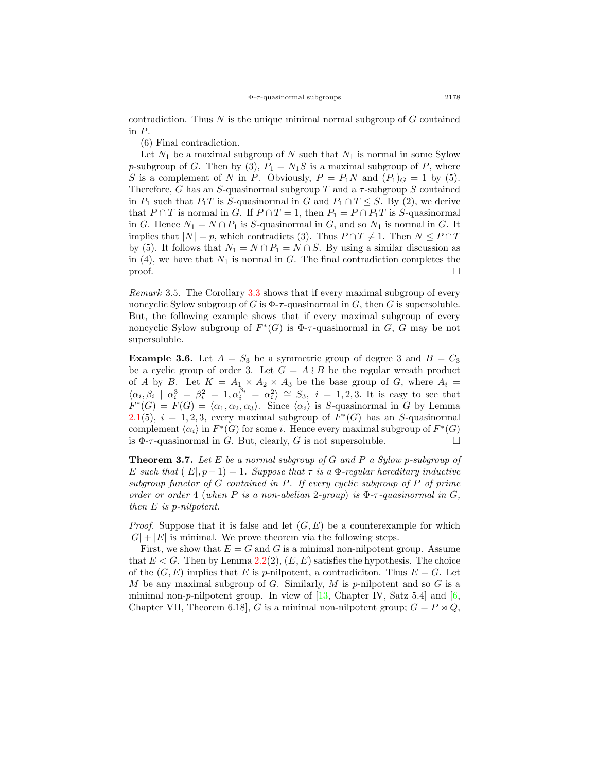contradiction. Thus $N$ is the unique minimal normal subgroup of $G$ contained in $P$.

(6) Final contradiction.

Let $N_1$ be a maximal subgroup of $N$ such that $N_1$ is normal in some Sylow $p$-subgroup of $G$. Then by (3), $P_1 = N_1S$ is a maximal subgroup of $P$, where $S$ is a complement of $N$ in $P$. Obviously, $P = P_1N$ and $(P_1)_G = 1$ by (5). Therefore, $G$ has an $S$-quasinormal subgroup $T$ and a $\tau$-subgroup $S$ contained in $P_1$ such that $P_1T$ is $S$-quasinormal in $G$ and $P_1 \cap T \leq S$. By (2), we derive that $P \cap T$ is normal in $G$. If $P \cap T = 1$, then $P_1 = P \cap P_1T$ is $S$-quasinormal in $G$. Hence $N_1 = N \cap P_1$ is $S$-quasinormal in $G$, and so $N_1$ is normal in $G$. It implies that $|N| = p$, which contradicts (3). Thus $P \cap T \neq 1$. Then $N \leq P \cap T$ by (5). It follows that $N_1 = N \cap P_1 = N \cap S$. By using a similar discussion as in (4), we have that $N_1$ is normal in $G$. The final contradiction completes the proof. □

*Remark* 3.5. The Corollary 3.3 shows that if every maximal subgroup of every noncyclic Sylow subgroup of $G$ is $\Phi$-$\tau$-quasinormal in $G$, then $G$ is supersoluble. But, the following example shows that if every maximal subgroup of every noncyclic Sylow subgroup of $F^*(G)$ is $\Phi$-$\tau$-quasinormal in $G$, $G$ may be not supersoluble.

**Example 3.6.** Let $A = S_3$ be a symmetric group of degree 3 and $B = C_3$ be a cyclic group of order 3. Let $G = A \wr B$ be the regular wreath product of $A$ by $B$. Let $K = A_1 \times A_2 \times A_3$ be the base group of $G$, where $A_i = \langle \alpha_i, \beta_i \mid \alpha_i^3 = \beta_i^2 = 1, \alpha_i^{\beta_i} = \alpha_i^2 \rangle \cong S_3$, $i = 1, 2, 3$. It is easy to see that $F^*(G) = F(G) = \langle \alpha_1, \alpha_2, \alpha_3 \rangle$. Since $\langle \alpha_i \rangle$ is $S$-quasinormal in $G$ by Lemma 2.1(5), $i = 1, 2, 3$, every maximal subgroup of $F^*(G)$ has an $S$-quasinormal complement $\langle \alpha_i \rangle$ in $F^*(G)$ for some $i$. Hence every maximal subgroup of $F^*(G)$ is $\Phi$-$\tau$-quasinormal in $G$. But, clearly, $G$ is not supersoluble. □

**Theorem 3.7.** *Let $E$ be a normal subgroup of $G$ and $P$ a Sylow $p$-subgroup of $E$ such that $(|E|, p-1) = 1$. Suppose that $\tau$ is a $\Phi$-regular hereditary inductive subgroup functor of $G$ contained in $P$. If every cyclic subgroup of $P$ of prime order or order 4 (when $P$ is a non-abelian 2-group) is $\Phi$-$\tau$-quasinormal in $G$, then $E$ is $p$-nilpotent.*

*Proof.* Suppose that it is false and let $(G, E)$ be a counterexample for which $|G| + |E|$ is minimal. We prove theorem via the following steps.

First, we show that $E = G$ and $G$ is a minimal non-nilpotent group. Assume that $E < G$. Then by Lemma 2.2(2), $(E, E)$ satisfies the hypothesis. The choice of the $(G, E)$ implies that $E$ is $p$-nilpotent, a contradiciton. Thus $E = G$. Let $M$ be any maximal subgroup of $G$. Similarly, $M$ is $p$-nilpotent and so $G$ is a minimal non-$p$-nilpotent group. In view of [13, Chapter IV, Satz 5.4] and [6, Chapter VII, Theorem 6.18], $G$ is a minimal non-nilpotent group; $G = P \rtimes Q$,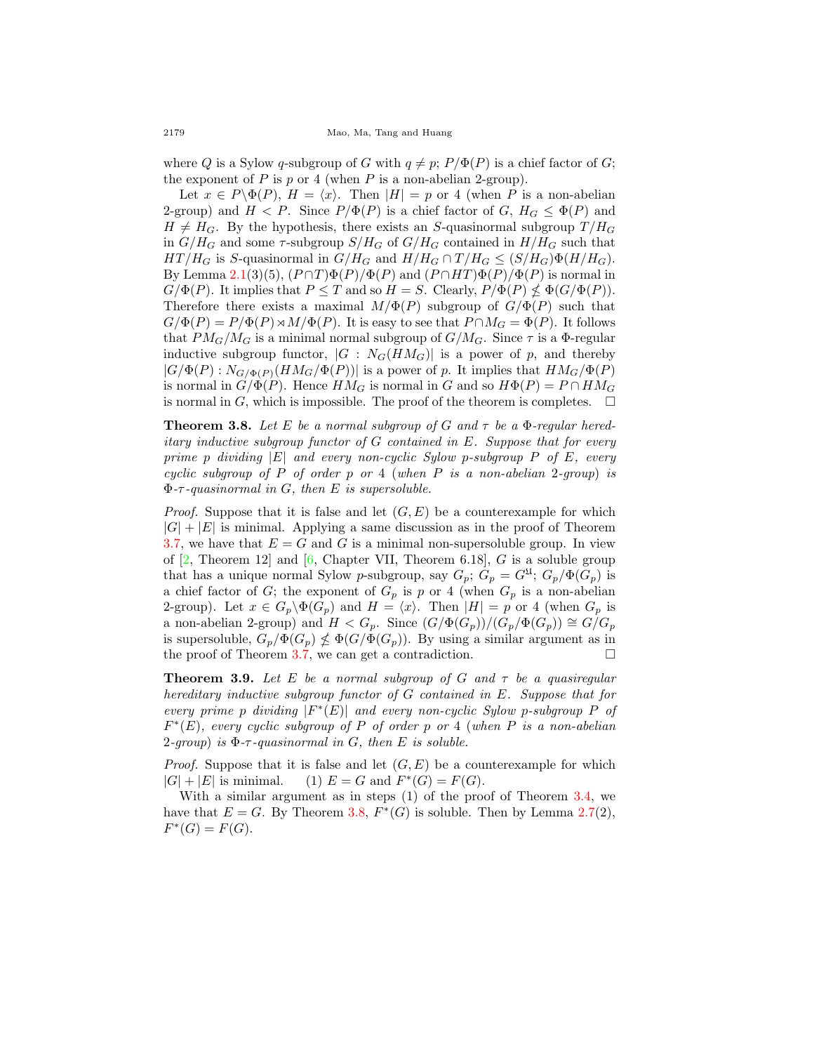where $Q$ is a Sylow $q$-subgroup of $G$ with $q \neq p$; $P/\Phi(P)$ is a chief factor of $G$; the exponent of $P$ is $p$ or 4 (when $P$ is a non-abelian 2-group).

Let $x \in P \backslash \Phi(P)$, $H = \langle x \rangle$. Then $|H| = p$ or 4 (when $P$ is a non-abelian 2-group) and $H < P$. Since $P/\Phi(P)$ is a chief factor of $G$, $H_G \leq \Phi(P)$ and $H \neq H_G$. By the hypothesis, there exists an $S$-quasinormal subgroup $T/H_G$ in $G/H_G$ and some $\tau$-subgroup $S/H_G$ of $G/H_G$ contained in $H/H_G$ such that $HT/H_G$ is $S$-quasinormal in $G/H_G$ and $H/H_G \cap T/H_G \leq (S/H_G)\Phi(H/H_G)$. By Lemma 2.1(3)(5), $(P \cap T)\Phi(P)/\Phi(P)$ and $(P \cap HT)\Phi(P)/\Phi(P)$ is normal in $G/\Phi(P)$. It implies that $P \leq T$ and so $H = S$. Clearly, $P/\Phi(P) \nleq \Phi(G/\Phi(P))$. Therefore there exists a maximal $M/\Phi(P)$ subgroup of $G/\Phi(P)$ such that $G/\Phi(P) = P/\Phi(P) \rtimes M/\Phi(P)$. It is easy to see that $P \cap M_G = \Phi(P)$. It follows that $PM_G/M_G$ is a minimal normal subgroup of $G/M_G$. Since $\tau$ is a $\Phi$-regular inductive subgroup functor, $|G : N_G(HM_G)|$ is a power of $p$, and thereby $|G/\Phi(P) : N_{G/\Phi(P)}(HM_G/\Phi(P))|$ is a power of $p$. It implies that $HM_G/\Phi(P)$ is normal in $G/\Phi(P)$. Hence $HM_G$ is normal in $G$ and so $H\Phi(P) = P \cap HM_G$ is normal in $G$, which is impossible. The proof of the theorem is completes. $\square$

**Theorem 3.8.** *Let $E$ be a normal subgroup of $G$ and $\tau$ be a $\Phi$-regular hereditary inductive subgroup functor of $G$ contained in $E$. Suppose that for every prime $p$ dividing $|E|$ and every non-cyclic Sylow $p$-subgroup $P$ of $E$, every cyclic subgroup of $P$ of order $p$ or 4 (when $P$ is a non-abelian 2-group) is $\Phi$-$\tau$-quasinormal in $G$, then $E$ is supersoluble.*

*Proof.* Suppose that it is false and let $(G, E)$ be a counterexample for which $|G| + |E|$ is minimal. Applying a same discussion as in the proof of Theorem 3.7, we have that $E = G$ and $G$ is a minimal non-supersoluble group. In view of [2, Theorem 12] and [6, Chapter VII, Theorem 6.18], $G$ is a soluble group that has a unique normal Sylow $p$-subgroup, say $G_p$; $G_p = G^{\mathfrak{U}}$; $G_p/\Phi(G_p)$ is a chief factor of $G$; the exponent of $G_p$ is $p$ or 4 (when $G_p$ is a non-abelian 2-group). Let $x \in G_p \backslash \Phi(G_p)$ and $H = \langle x \rangle$. Then $|H| = p$ or 4 (when $G_p$ is a non-abelian 2-group) and $H < G_p$. Since $(G/\Phi(G_p))/(G_p/\Phi(G_p)) \cong G/G_p$ is supersoluble, $G_p/\Phi(G_p) \nleq \Phi(G/\Phi(G_p))$. By using a similar argument as in the proof of Theorem 3.7, we can get a contradiction. $\square$

**Theorem 3.9.** *Let $E$ be a normal subgroup of $G$ and $\tau$ be a quasiregular hereditary inductive subgroup functor of $G$ contained in $E$. Suppose that for every prime $p$ dividing $|F^*(E)|$ and every non-cyclic Sylow $p$-subgroup $P$ of $F^*(E)$, every cyclic subgroup of $P$ of order $p$ or 4 (when $P$ is a non-abelian 2-group) is $\Phi$-$\tau$-quasinormal in $G$, then $E$ is soluble.*

*Proof.* Suppose that it is false and let $(G, E)$ be a counterexample for which $|G| + |E|$ is minimal. (1) $E = G$ and $F^*(G) = F(G)$.

With a similar argument as in steps (1) of the proof of Theorem 3.4, we have that $E = G$. By Theorem 3.8, $F^*(G)$ is soluble. Then by Lemma 2.7(2), $F^*(G) = F(G)$.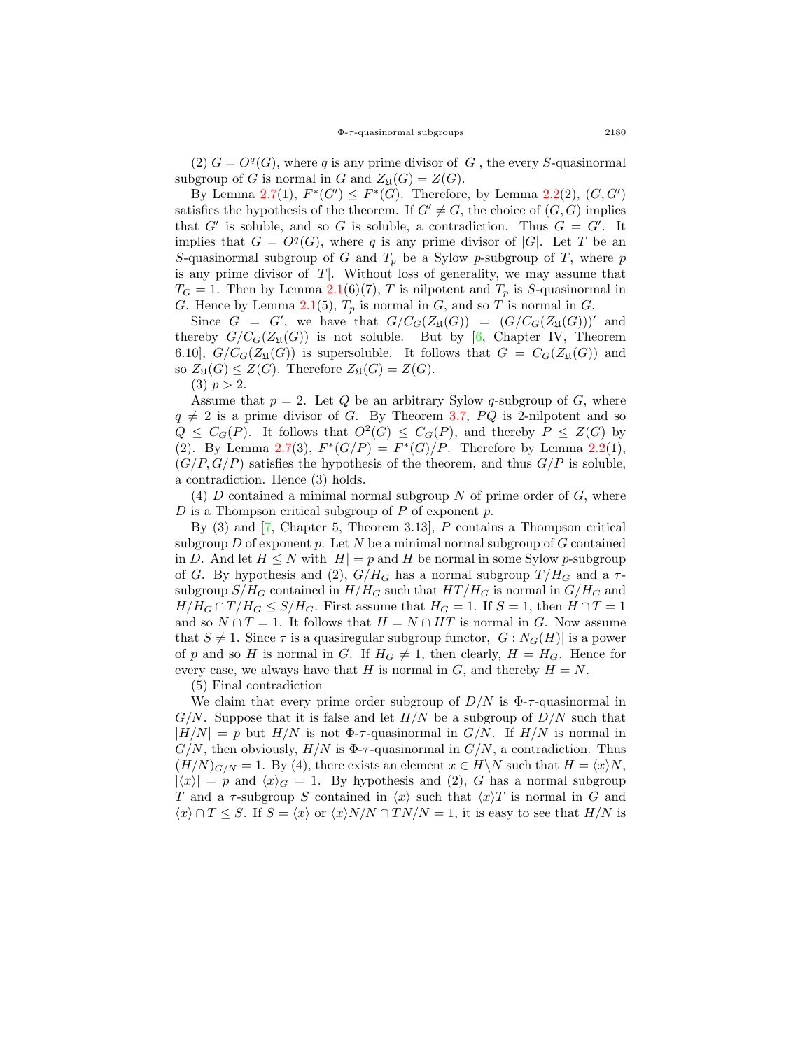(2) $G = O^q(G)$, where $q$ is any prime divisor of $|G|$, the every $S$-quasinormal subgroup of $G$ is normal in $G$ and $Z_{\mathfrak{U}}(G) = Z(G)$.

By Lemma 2.7(1), $F^*(G') \leq F^*(G)$. Therefore, by Lemma 2.2(2), $(G, G')$ satisfies the hypothesis of the theorem. If $G' \neq G$, the choice of $(G, G)$ implies that $G'$ is soluble, and so $G$ is soluble, a contradiction. Thus $G = G'$. It implies that $G = O^q(G)$, where $q$ is any prime divisor of $|G|$. Let $T$ be an $S$-quasinormal subgroup of $G$ and $T_p$ be a Sylow $p$-subgroup of $T$, where $p$ is any prime divisor of $|T|$. Without loss of generality, we may assume that $T_G = 1$. Then by Lemma 2.1(6)(7), $T$ is nilpotent and $T_p$ is $S$-quasinormal in $G$. Hence by Lemma 2.1(5), $T_p$ is normal in $G$, and so $T$ is normal in $G$.

Since $G = G'$, we have that $G/C_G(Z_{\mathfrak{U}}(G)) = (G/C_G(Z_{\mathfrak{U}}(G)))'$ and thereby $G/C_G(Z_{\mathfrak{U}}(G))$ is not soluble. But by [6, Chapter IV, Theorem 6.10], $G/C_G(Z_{\mathfrak{U}}(G))$ is supersoluble. It follows that $G = C_G(Z_{\mathfrak{U}}(G))$ and so $Z_{\mathfrak{U}}(G) \leq Z(G)$. Therefore $Z_{\mathfrak{U}}(G) = Z(G)$.

(3) $p > 2$.

Assume that $p = 2$. Let $Q$ be an arbitrary Sylow $q$-subgroup of $G$, where $q \neq 2$ is a prime divisor of $G$. By Theorem 3.7, $PQ$ is 2-nilpotent and so $Q \leq C_G(P)$. It follows that $O^2(G) \leq C_G(P)$, and thereby $P \leq Z(G)$ by (2). By Lemma 2.7(3), $F^*(G/P) = F^*(G)/P$. Therefore by Lemma 2.2(1), $(G/P, G/P)$ satisfies the hypothesis of the theorem, and thus $G/P$ is soluble, a contradiction. Hence (3) holds.

(4) $D$ contained a minimal normal subgroup $N$ of prime order of $G$, where $D$ is a Thompson critical subgroup of $P$ of exponent $p$.

By (3) and [7, Chapter 5, Theorem 3.13], $P$ contains a Thompson critical subgroup $D$ of exponent $p$. Let $N$ be a minimal normal subgroup of $G$ contained in $D$. And let $H \leq N$ with $|H| = p$ and $H$ be normal in some Sylow $p$-subgroup of $G$. By hypothesis and (2), $G/H_G$ has a normal subgroup $T/H_G$ and a $\tau$-subgroup $S/H_G$ contained in $H/H_G$ such that $HT/H_G$ is normal in $G/H_G$ and $H/H_G \cap T/H_G \leq S/H_G$. First assume that $H_G = 1$. If $S = 1$, then $H \cap T = 1$ and so $N \cap T = 1$. It follows that $H = N \cap HT$ is normal in $G$. Now assume that $S \neq 1$. Since $\tau$ is a quasiregular subgroup functor, $|G : N_G(H)|$ is a power of $p$ and so $H$ is normal in $G$. If $H_G \neq 1$, then clearly, $H = H_G$. Hence for every case, we always have that $H$ is normal in $G$, and thereby $H = N$.

(5) Final contradiction

We claim that every prime order subgroup of $D/N$ is $\Phi$-$\tau$-quasinormal in $G/N$. Suppose that it is false and let $H/N$ be a subgroup of $D/N$ such that $|H/N| = p$ but $H/N$ is not $\Phi$-$\tau$-quasinormal in $G/N$. If $H/N$ is normal in $G/N$, then obviously, $H/N$ is $\Phi$-$\tau$-quasinormal in $G/N$, a contradiction. Thus $(H/N)_{G/N} = 1$. By (4), there exists an element $x \in H \backslash N$ such that $H = \langle x \rangle N$, $|\langle x \rangle| = p$ and $\langle x \rangle_G = 1$. By hypothesis and (2), $G$ has a normal subgroup $T$ and a $\tau$-subgroup $S$ contained in $\langle x \rangle$ such that $\langle x \rangle T$ is normal in $G$ and $\langle x \rangle \cap T \leq S$. If $S = \langle x \rangle$ or $\langle x \rangle N/N \cap TN/N = 1$, it is easy to see that $H/N$ is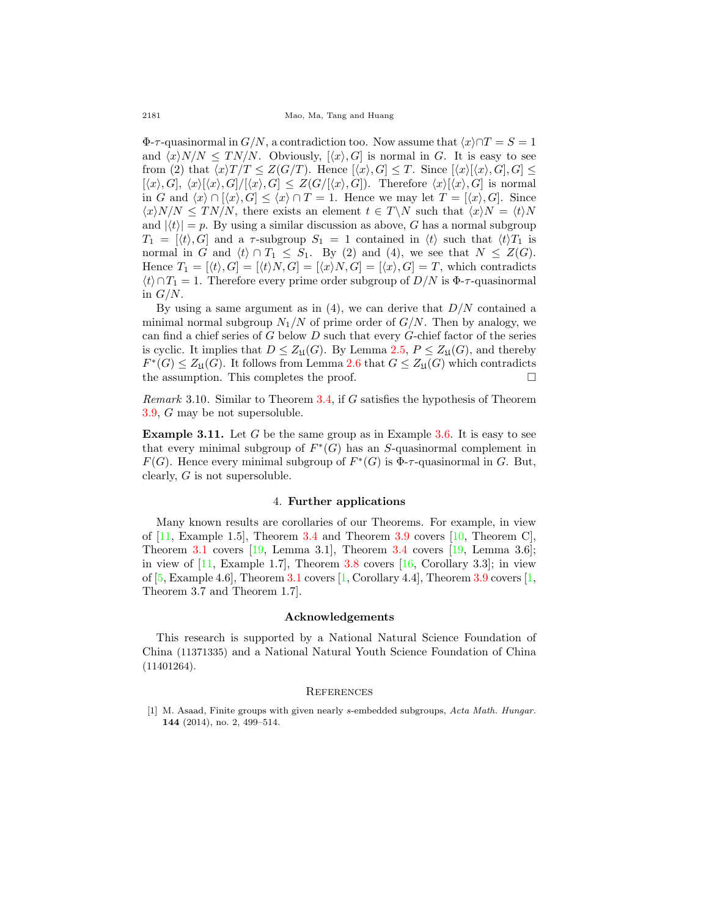$\Phi$-$\tau$-quasinormal in $G/N$, a contradiction too. Now assume that $\langle x\rangle \cap T = S = 1$ and $\langle x\rangle N/N \leq TN/N$. Obviously, $[\langle x\rangle, G]$ is normal in $G$. It is easy to see from (2) that $\langle x\rangle T/T \leq Z(G/T)$. Hence $[\langle x\rangle, G] \leq T$. Since $[\langle x\rangle[\langle x\rangle, G], G] \leq [\langle x\rangle, G]$, $\langle x\rangle[\langle x\rangle, G]/[\langle x\rangle, G] \leq Z(G/[\langle x\rangle, G])$. Therefore $\langle x\rangle[\langle x\rangle, G]$ is normal in $G$ and $\langle x\rangle \cap [\langle x\rangle, G] \leq \langle x\rangle \cap T = 1$. Hence we may let $T = [\langle x\rangle, G]$. Since $\langle x\rangle N/N \leq TN/N$, there exists an element $t \in T\backslash N$ such that $\langle x\rangle N = \langle t\rangle N$ and $|\langle t\rangle| = p$. By using a similar discussion as above, $G$ has a normal subgroup $T_1 = [\langle t\rangle, G]$ and a $\tau$-subgroup $S_1 = 1$ contained in $\langle t\rangle$ such that $\langle t\rangle T_1$ is normal in $G$ and $\langle t\rangle \cap T_1 \leq S_1$. By (2) and (4), we see that $N \leq Z(G)$. Hence $T_1 = [\langle t\rangle, G] = [\langle t\rangle N, G] = [\langle x\rangle N, G] = [\langle x\rangle, G] = T$, which contradicts $\langle t\rangle \cap T_1 = 1$. Therefore every prime order subgroup of $D/N$ is $\Phi$-$\tau$-quasinormal in $G/N$.

By using a same argument as in (4), we can derive that $D/N$ contained a minimal normal subgroup $N_1/N$ of prime order of $G/N$. Then by analogy, we can find a chief series of $G$ below $D$ such that every $G$-chief factor of the series is cyclic. It implies that $D \leq Z_{\mathfrak{U}}(G)$. By Lemma 2.5, $P \leq Z_{\mathfrak{U}}(G)$, and thereby $F^*(G) \leq Z_{\mathfrak{U}}(G)$. It follows from Lemma 2.6 that $G \leq Z_{\mathfrak{U}}(G)$ which contradicts the assumption. This completes the proof. □

*Remark* 3.10. Similar to Theorem 3.4, if $G$ satisfies the hypothesis of Theorem 3.9, $G$ may be not supersoluble.

**Example 3.11.** Let $G$ be the same group as in Example 3.6. It is easy to see that every minimal subgroup of $F^*(G)$ has an $S$-quasinormal complement in $F(G)$. Hence every minimal subgroup of $F^*(G)$ is $\Phi$-$\tau$-quasinormal in $G$. But, clearly, $G$ is not supersoluble.

## 4. **Further applications**

Many known results are corollaries of our Theorems. For example, in view of [11, Example 1.5], Theorem 3.4 and Theorem 3.9 covers [10, Theorem C], Theorem 3.1 covers [19, Lemma 3.1], Theorem 3.4 covers [19, Lemma 3.6]; in view of [11, Example 1.7], Theorem 3.8 covers [16, Corollary 3.3]; in view of [5, Example 4.6], Theorem 3.1 covers [1, Corollary 4.4], Theorem 3.9 covers [1, Theorem 3.7 and Theorem 1.7].

## Acknowledgements

This research is supported by a National Natural Science Foundation of China (11371335) and a National Natural Youth Science Foundation of China (11401264).

## References

[1] M. Asaad, Finite groups with given nearly $s$-embedded subgroups, *Acta Math. Hungar.* **144** (2014), no. 2, 499–514.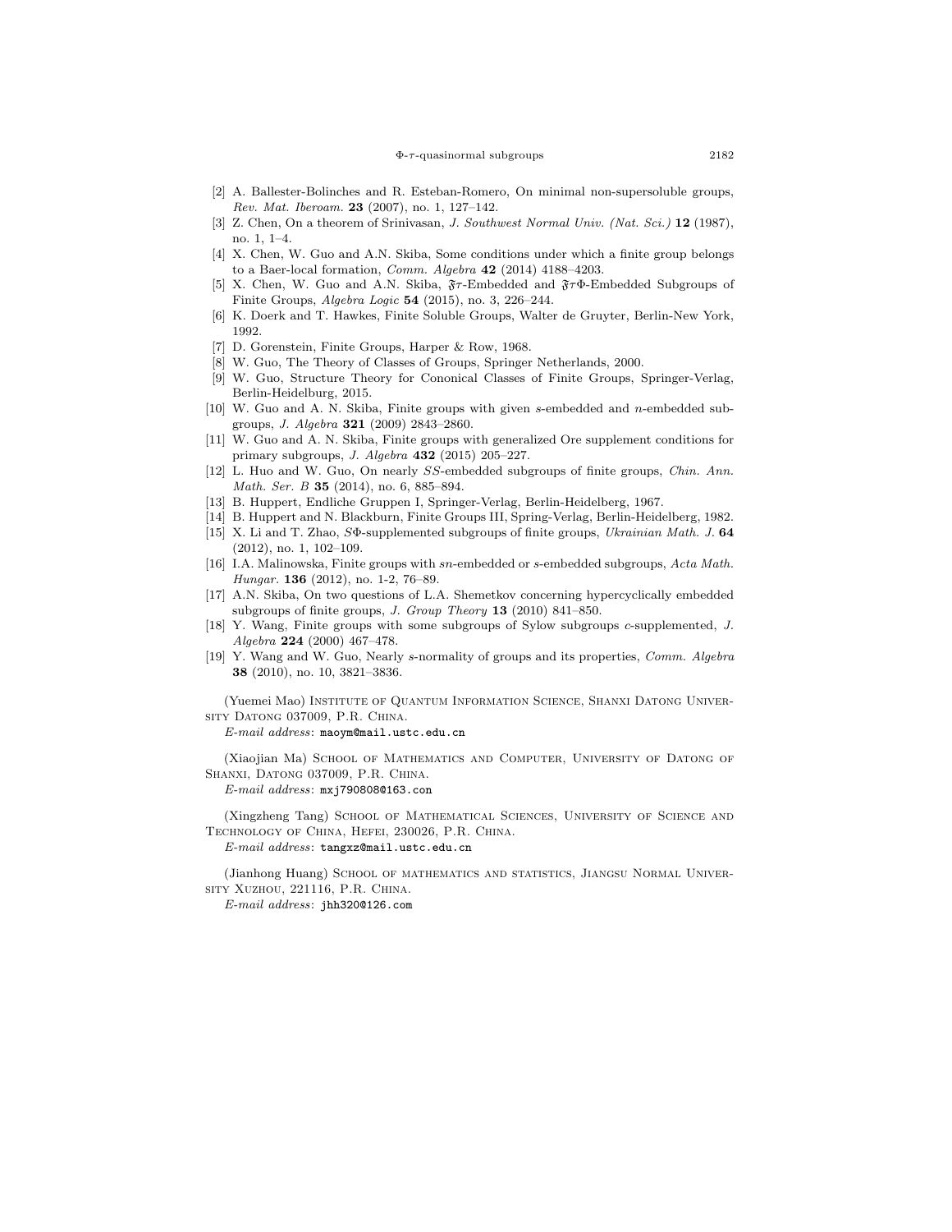[2] A. Ballester-Bolinches and R. Esteban-Romero, On minimal non-supersoluble groups, *Rev. Mat. Iberoam.* **23** (2007), no. 1, 127–142.

[3] Z. Chen, On a theorem of Srinivasan, *J. Southwest Normal Univ. (Nat. Sci.)* **12** (1987), no. 1, 1–4.

[4] X. Chen, W. Guo and A.N. Skiba, Some conditions under which a finite group belongs to a Baer-local formation, *Comm. Algebra* **42** (2014) 4188–4203.

[5] X. Chen, W. Guo and A.N. Skiba, $\mathfrak{F}\tau$-Embedded and $\mathfrak{F}\tau\Phi$-Embedded Subgroups of Finite Groups, *Algebra Logic* **54** (2015), no. 3, 226–244.

[6] K. Doerk and T. Hawkes, Finite Soluble Groups, Walter de Gruyter, Berlin-New York, 1992.

[7] D. Gorenstein, Finite Groups, Harper & Row, 1968.

[8] W. Guo, The Theory of Classes of Groups, Springer Netherlands, 2000.

[9] W. Guo, Structure Theory for Cononical Classes of Finite Groups, Springer-Verlag, Berlin-Heidelburg, 2015.

[10] W. Guo and A. N. Skiba, Finite groups with given $s$-embedded and $n$-embedded subgroups, *J. Algebra* **321** (2009) 2843–2860.

[11] W. Guo and A. N. Skiba, Finite groups with generalized Ore supplement conditions for primary subgroups, *J. Algebra* **432** (2015) 205–227.

[12] L. Huo and W. Guo, On nearly $SS$-embedded subgroups of finite groups, *Chin. Ann. Math. Ser. B* **35** (2014), no. 6, 885–894.

[13] B. Huppert, Endliche Gruppen I, Springer-Verlag, Berlin-Heidelberg, 1967.

[14] B. Huppert and N. Blackburn, Finite Groups III, Spring-Verlag, Berlin-Heidelberg, 1982.

[15] X. Li and T. Zhao, $S\Phi$-supplemented subgroups of finite groups, *Ukrainian Math. J.* **64** (2012), no. 1, 102–109.

[16] I.A. Malinowska, Finite groups with $sn$-embedded or $s$-embedded subgroups, *Acta Math. Hungar.* **136** (2012), no. 1-2, 76–89.

[17] A.N. Skiba, On two questions of L.A. Shemetkov concerning hypercyclically embedded subgroups of finite groups, *J. Group Theory* **13** (2010) 841–850.

[18] Y. Wang, Finite groups with some subgroups of Sylow subgroups $c$-supplemented, *J. Algebra* **224** (2000) 467–478.

[19] Y. Wang and W. Guo, Nearly $s$-normality of groups and its properties, *Comm. Algebra* **38** (2010), no. 10, 3821–3836.

(Yuemei Mao) Institute of Quantum Information Science, Shanxi Datong University Datong 037009, P.R. China.

*E-mail address*: maoym@mail.ustc.edu.cn

(Xiaojian Ma) School of Mathematics and Computer, University of Datong of Shanxi, Datong 037009, P.R. China.

*E-mail address*: mxj790808@163.con

(Xingzheng Tang) School of Mathematical Sciences, University of Science and Technology of China, Hefei, 230026, P.R. China.

*E-mail address*: tangxz@mail.ustc.edu.cn

(Jianhong Huang) School of mathematics and statistics, Jiangsu Normal University Xuzhou, 221116, P.R. China.

*E-mail address*: jhh320@126.com